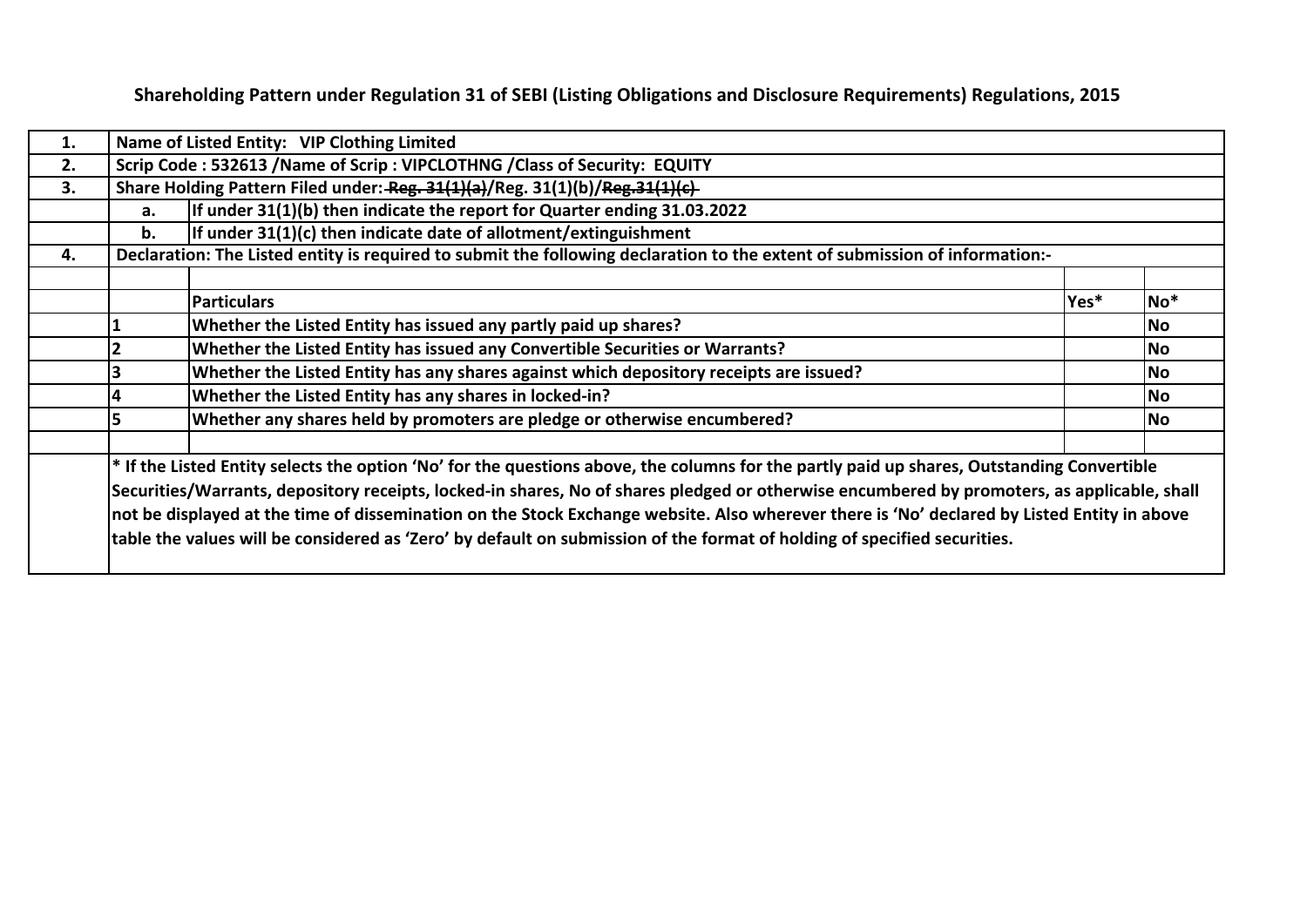# Shareholding Pattern under Regulation 31 of SEBI (Listing Obligations and Disclosure Requirements) Regulations, 2015

| | | | | |
|---|---|---|---|---|
| **1.** | **Name of Listed Entity: VIP Clothing Limited** | | | |
| **2.** | **Scrip Code : 532613 /Name of Scrip : VIPCLOTHNG /Class of Security: EQUITY** | | | |
| **3.** | **Share Holding Pattern Filed under: ~~Reg. 31(1)(a)~~/Reg. 31(1)(b)/~~Reg.31(1)(c)~~** | | | |
| | **a.** | **If under 31(1)(b) then indicate the report for Quarter ending 31.03.2022** | | |
| | **b.** | **If under 31(1)(c) then indicate date of allotment/extinguishment** | | |
| **4.** | **Declaration: The Listed entity is required to submit the following declaration to the extent of submission of information:-** | | | |
| | | | | |
| | | **Particulars** | **Yes*** | **No*** |
| | **1** | **Whether the Listed Entity has issued any partly paid up shares?** | | **No** |
| | **2** | **Whether the Listed Entity has issued any Convertible Securities or Warrants?** | | **No** |
| | **3** | **Whether the Listed Entity has any shares against which depository receipts are issued?** | | **No** |
| | **4** | **Whether the Listed Entity has any shares in locked-in?** | | **No** |
| | **5** | **Whether any shares held by promoters are pledge or otherwise encumbered?** | | **No** |
| | | | | |
| | **\* If the Listed Entity selects the option 'No' for the questions above, the columns for the partly paid up shares, Outstanding Convertible Securities/Warrants, depository receipts, locked-in shares, No of shares pledged or otherwise encumbered by promoters, as applicable, shall not be displayed at the time of dissemination on the Stock Exchange website. Also wherever there is 'No' declared by Listed Entity in above table the values will be considered as 'Zero' by default on submission of the format of holding of specified securities.** | | | |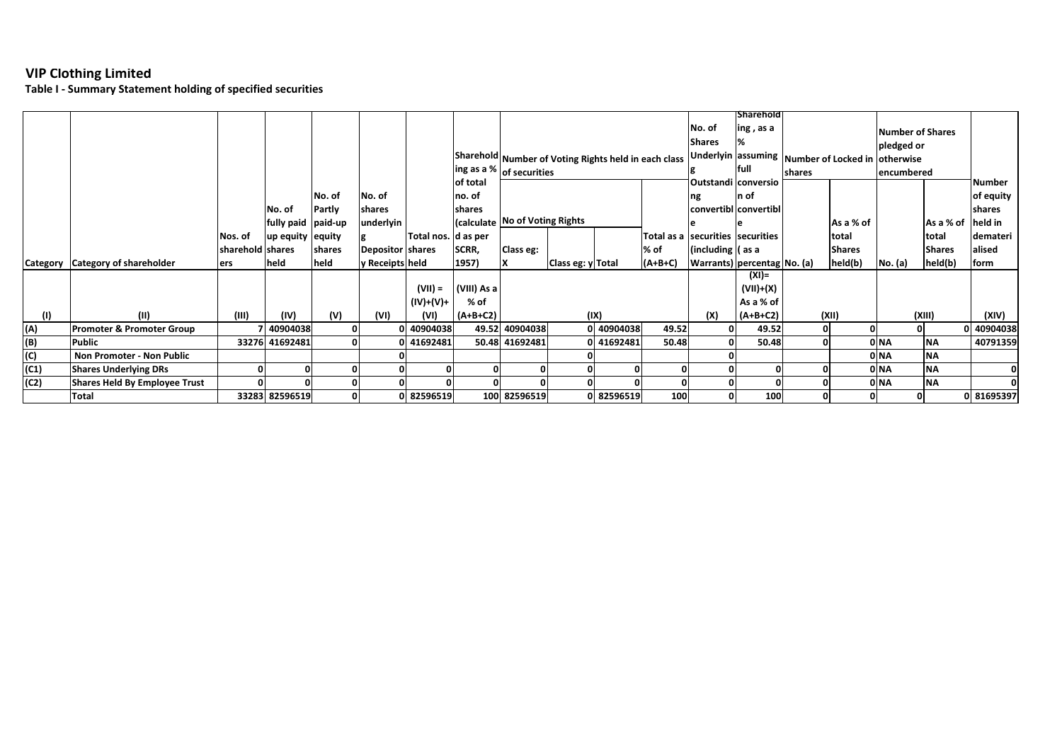# VIP Clothing Limited

## Table I - Summary Statement holding of specified securities

| Category | Category of shareholder | Nos. of shareholders | No. of fully paid up equity shares held | No. of Partly paid-up equity shares held | No. of shares underlying Depository Receipts | Total nos. shares held | Shareholding as a % of total no. of shares (calculated as per SCRR, 1957) | Number of Voting Rights held in each class of securities | | | | No. of Shares Underlying Outstanding convertible securities (including Warrants) | Shareholding , as a % assuming full conversion of convertible securities ( as a percentage of diluted share capital) | Number of Locked in shares | | Number of Shares pledged or otherwise encumbered | | Number of equity shares held in dematerialised form |
|---|---|---|---|---|---|---|---|---|---|---|---|---|---|---|---|---|---|---|
| | | | | | | | | No of Voting Rights | | | Total as a % of (A+B+C) | | | No. (a) | As a % of total Shares held(b) | No. (a) | As a % of total Shares held(b) | |
| | | | | | | | | Class eg: X | Class eg: y | Total | | | | | | | | |
| (I) | (II) | (III) | (IV) | (V) | (VI) | (VII) = (IV)+(V)+ (VI) | (VIII) As a % of (A+B+C2) | (IX) | | | | (X) | (XI)= (VII)+(X) As a % of (A+B+C2) | (XII) | | (XIII) | | (XIV) |
| (A) | **Promoter & Promoter Group** | 7 | 40904038 | 0 | 0 | 40904038 | 49.52 | 40904038 | 0 | 40904038 | 49.52 | 0 | 49.52 | 0 | 0 | 0 | 0 | 40904038 |
| (B) | **Public** | 33276 | 41692481 | 0 | 0 | 41692481 | 50.48 | 41692481 | 0 | 41692481 | 50.48 | 0 | 50.48 | 0 | 0 | NA | NA | 40791359 |
| (C) | **Non Promoter - Non Public** | | | | | 0 | | | 0 | | | 0 | | | 0 | NA | NA | |
| (C1) | **Shares Underlying DRs** | 0 | 0 | 0 | 0 | 0 | 0 | 0 | 0 | 0 | 0 | 0 | 0 | 0 | 0 | NA | NA | 0 |
| (C2) | **Shares Held By Employee Trust** | 0 | 0 | 0 | 0 | 0 | 0 | 0 | 0 | 0 | 0 | 0 | 0 | 0 | 0 | NA | NA | 0 |
| | **Total** | 33283 | 82596519 | 0 | 0 | 82596519 | 100 | 82596519 | 0 | 82596519 | 100 | 0 | 100 | 0 | 0 | 0 | 0 | 81695397 |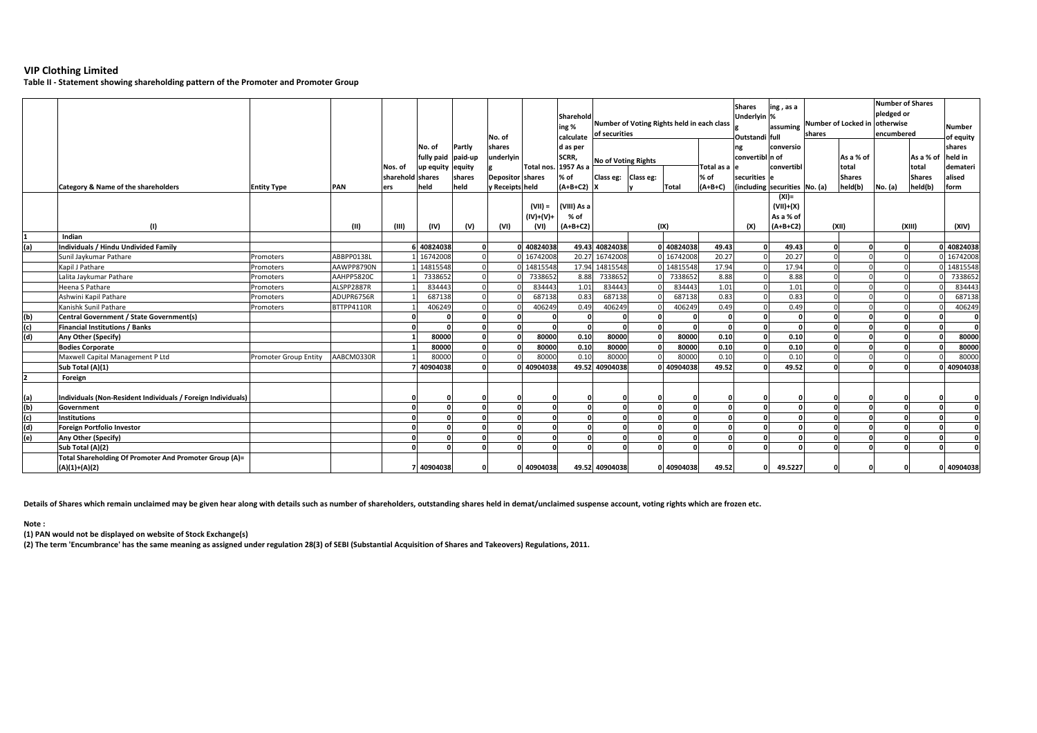# VIP Clothing Limited

**Table II - Statement showing shareholding pattern of the Promoter and Promoter Group**

| | Category & Name of the shareholders | Entity Type | PAN | Nos. of shareholders | No. of fully paid up equity shares held | Partly paid-up equity shares held | No. of shares underlying Depository Receipts | Total nos. shares held | Shareholding % calculated as per SCRR, 1957 As a % of (A+B+C2) | Number of Voting Rights held in each class of securities | | | | Shares Underlying Outstanding convertible securities (including Warrants) | Shareholding , as a % assuming full conversion of convertible securities (as a percentage of diluted share capital) | Number of Locked in shares | | Number of Shares pledged or otherwise encumbered | | Number of equity shares held in dematerialised form |
|---|---|---|---|---|---|---|---|---|---|---|---|---|---|---|---|---|---|---|---|---|
| | | | | | | | | | | No of Voting Rights | | | Total as a % of (A+B+C) | | | No. (a) | As a % of total Shares held(b) | No. (a) | As a % of total Shares held(b) | |
| | | | | | | | | | | Class eg: X | Class eg: y | Total | | | | | | | | |
| | (I) | | (II) | (III) | (IV) | (V) | (VI) | (VII) = (IV)+(V)+ (VI) | (VIII) As a % of (A+B+C2) | (IX) | | | | (X) | (XI)= (VII)+(X) As a % of (A+B+C2) | (XII) | | (XIII) | | (XIV) |
| **1** | **Indian** | | | | | | | | | | | | | | | | | | | |
| **(a)** | **Individuals / Hindu Undivided Family** | | | **6** | **40824038** | **0** | **0** | **40824038** | **49.43** | **40824038** | **0** | **40824038** | **49.43** | **0** | **49.43** | **0** | **0** | **0** | **0** | **40824038** |
| | Sunil Jaykumar Pathare | Promoters | ABBPP0138L | 1 | 16742008 | 0 | 0 | 16742008 | 20.27 | 16742008 | 0 | 16742008 | 20.27 | 0 | 20.27 | 0 | 0 | 0 | 0 | 16742008 |
| | Kapil J Pathare | Promoters | AAWPP8790N | 1 | 14815548 | 0 | 0 | 14815548 | 17.94 | 14815548 | 0 | 14815548 | 17.94 | 0 | 17.94 | 0 | 0 | 0 | 0 | 14815548 |
| | Lalita Jaykumar Pathare | Promoters | AAHPP5820C | 1 | 7338652 | 0 | 0 | 7338652 | 8.88 | 7338652 | 0 | 7338652 | 8.88 | 0 | 8.88 | 0 | 0 | 0 | 0 | 7338652 |
| | Heena S Pathare | Promoters | ALSPP2887R | 1 | 834443 | 0 | 0 | 834443 | 1.01 | 834443 | 0 | 834443 | 1.01 | 0 | 1.01 | 0 | 0 | 0 | 0 | 834443 |
| | Ashwini Kapil Pathare | Promoters | ADUPR6756R | 1 | 687138 | 0 | 0 | 687138 | 0.83 | 687138 | 0 | 687138 | 0.83 | 0 | 0.83 | 0 | 0 | 0 | 0 | 687138 |
| | Kanishk Sunil Pathare | Promoters | BTTPP4110R | 1 | 406249 | 0 | 0 | 406249 | 0.49 | 406249 | 0 | 406249 | 0.49 | 0 | 0.49 | 0 | 0 | 0 | 0 | 406249 |
| **(b)** | **Central Government / State Government(s)** | | | **0** | **0** | **0** | **0** | **0** | **0** | **0** | **0** | **0** | **0** | **0** | **0** | **0** | **0** | **0** | **0** | **0** |
| **(c)** | **Financial Institutions / Banks** | | | **0** | **0** | **0** | **0** | **0** | **0** | **0** | **0** | **0** | **0** | **0** | **0** | **0** | **0** | **0** | **0** | **0** |
| **(d)** | **Any Other (Specify)** | | | **1** | **80000** | **0** | **0** | **80000** | **0.10** | **80000** | **0** | **80000** | **0.10** | **0** | **0.10** | **0** | **0** | **0** | **0** | **80000** |
| | **Bodies Corporate** | | | **1** | **80000** | **0** | **0** | **80000** | **0.10** | **80000** | **0** | **80000** | **0.10** | **0** | **0.10** | **0** | **0** | **0** | **0** | **80000** |
| | Maxwell Capital Management P Ltd | Promoter Group Entity | AABCM0330R | 1 | 80000 | 0 | 0 | 80000 | 0.10 | 80000 | 0 | 80000 | 0.10 | 0 | 0.10 | 0 | 0 | 0 | 0 | 80000 |
| | **Sub Total (A)(1)** | | | **7** | **40904038** | **0** | **0** | **40904038** | **49.52** | **40904038** | **0** | **40904038** | **49.52** | **0** | **49.52** | **0** | **0** | **0** | **0** | **40904038** |
| **2** | **Foreign** | | | | | | | | | | | | | | | | | | | |
| **(a)** | **Individuals (Non-Resident Individuals / Foreign Individuals)** | | | **0** | **0** | **0** | **0** | **0** | **0** | **0** | **0** | **0** | **0** | **0** | **0** | **0** | **0** | **0** | **0** | **0** |
| **(b)** | **Government** | | | **0** | **0** | **0** | **0** | **0** | **0** | **0** | **0** | **0** | **0** | **0** | **0** | **0** | **0** | **0** | **0** | **0** |
| **(c)** | **Institutions** | | | **0** | **0** | **0** | **0** | **0** | **0** | **0** | **0** | **0** | **0** | **0** | **0** | **0** | **0** | **0** | **0** | **0** |
| **(d)** | **Foreign Portfolio Investor** | | | **0** | **0** | **0** | **0** | **0** | **0** | **0** | **0** | **0** | **0** | **0** | **0** | **0** | **0** | **0** | **0** | **0** |
| **(e)** | **Any Other (Specify)** | | | **0** | **0** | **0** | **0** | **0** | **0** | **0** | **0** | **0** | **0** | **0** | **0** | **0** | **0** | **0** | **0** | **0** |
| | **Sub Total (A)(2)** | | | **0** | **0** | **0** | **0** | **0** | **0** | **0** | **0** | **0** | **0** | **0** | **0** | **0** | **0** | **0** | **0** | **0** |
| | **Total Shareholding Of Promoter And Promoter Group (A)= (A)(1)+(A)(2)** | | | **7** | **40904038** | **0** | **0** | **40904038** | **49.52** | **40904038** | **0** | **40904038** | **49.52** | **0** | **49.5227** | **0** | **0** | **0** | **0** | **40904038** |

**Details of Shares which remain unclaimed may be given hear along with details such as number of shareholders, outstanding shares held in demat/unclaimed suspense account, voting rights which are frozen etc.**

**Note :**

**(1) PAN would not be displayed on website of Stock Exchange(s)**

**(2) The term 'Encumbrance' has the same meaning as assigned under regulation 28(3) of SEBI (Substantial Acquisition of Shares and Takeovers) Regulations, 2011.**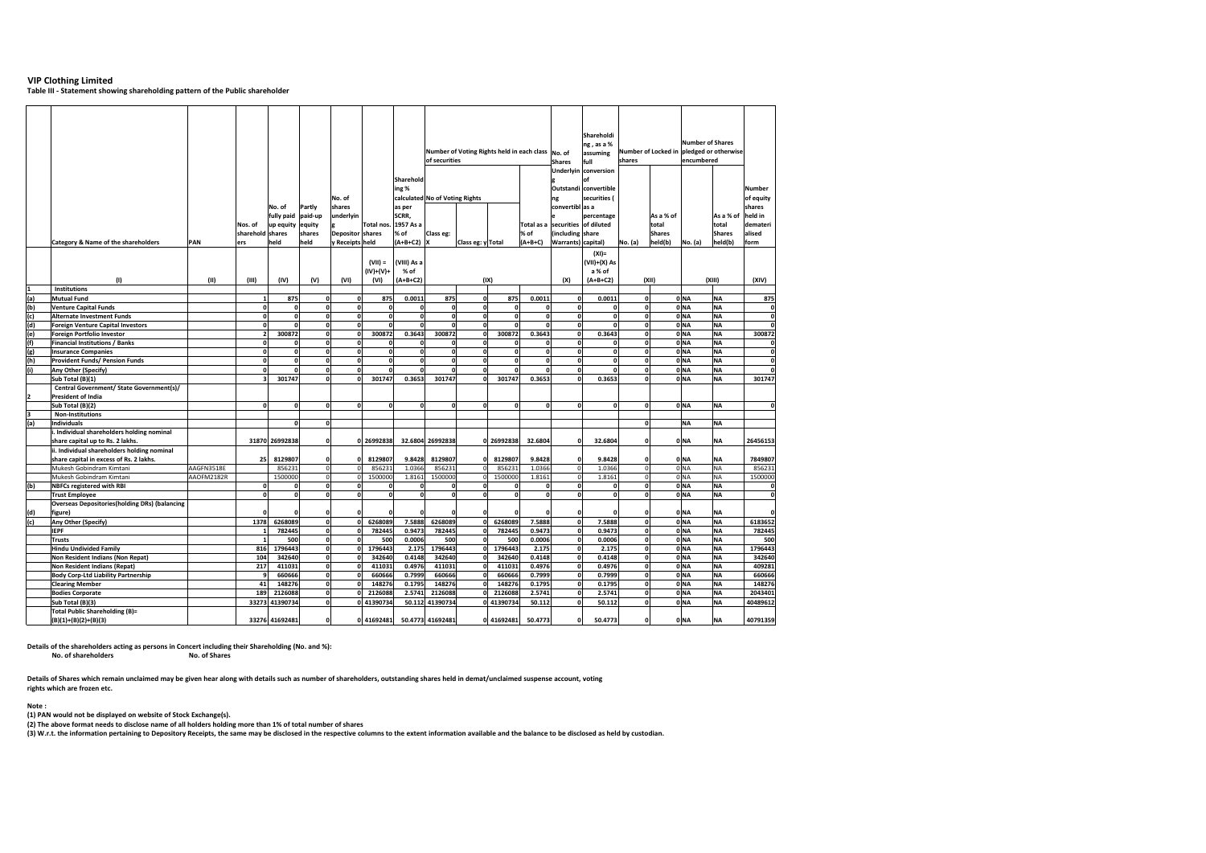# VIP Clothing Limited

**Table III - Statement showing shareholding pattern of the Public shareholder**

| | Category & Name of the shareholders | PAN | Nos. of shareholders | No. of fully paid up equity shares held | Partly paid-up equity shares held | No. of shares underlying Depository Receipts | Total nos. shares held | Shareholding % calculated as per SCRR, 1957 As a % of (A+B+C2) | Number of Voting Rights held in each class of securities — No of Voting Rights — Class eg: X | Class eg: y | Total | Total as a % of (A+B+C) | No. of Shares Underlying Outstanding convertible securities (including Warrants) | Shareholding , as a % assuming full conversion of convertible securities ( as a percentage of diluted share capital) | Number of Locked in shares — No. (a) | As a % of total Shares held(b) | Number of Shares pledged or otherwise encumbered — No. (a) | As a % of total Shares held(b) | Number of equity shares held in dematerialised form |
|---|---|---|---|---|---|---|---|---|---|---|---|---|---|---|---|---|---|---|---|
| | (I) | (II) | (III) | (IV) | (V) | (VI) | (VII) = (IV)+(V)+ (VI) | (VIII) As a % of (A+B+C2) | (IX) | | | | (X) | (XI)= (VII)+(X) As a % of (A+B+C2) | (XII) | | (XIII) | | (XIV) |
| 1 | **Institutions** | | | | | | | | | | | | | | | | | | |
| (a) | Mutual Fund | | 1 | 875 | 0 | 0 | 875 | 0.0011 | 875 | 0 | 875 | 0.0011 | 0 | 0.0011 | 0 | 0 | NA | NA | 875 |
| (b) | Venture Capital Funds | | 0 | 0 | 0 | 0 | 0 | 0 | 0 | 0 | 0 | 0 | 0 | 0 | 0 | 0 | NA | NA | 0 |
| (c) | Alternate Investment Funds | | 0 | 0 | 0 | 0 | 0 | 0 | 0 | 0 | 0 | 0 | 0 | 0 | 0 | 0 | NA | NA | 0 |
| (d) | Foreign Venture Capital Investors | | 0 | 0 | 0 | 0 | 0 | 0 | 0 | 0 | 0 | 0 | 0 | 0 | 0 | 0 | NA | NA | 0 |
| (e) | Foreign Portfolio Investor | | 2 | 300872 | 0 | 0 | 300872 | 0.3643 | 300872 | 0 | 300872 | 0.3643 | 0 | 0.3643 | 0 | 0 | NA | NA | 300872 |
| (f) | Financial Institutions / Banks | | 0 | 0 | 0 | 0 | 0 | 0 | 0 | 0 | 0 | 0 | 0 | 0 | 0 | 0 | NA | NA | 0 |
| (g) | Insurance Companies | | 0 | 0 | 0 | 0 | 0 | 0 | 0 | 0 | 0 | 0 | 0 | 0 | 0 | 0 | NA | NA | 0 |
| (h) | Provident Funds/ Pension Funds | | 0 | 0 | 0 | 0 | 0 | 0 | 0 | 0 | 0 | 0 | 0 | 0 | 0 | 0 | NA | NA | 0 |
| (i) | Any Other (Specify) | | 0 | 0 | 0 | 0 | 0 | 0 | 0 | 0 | 0 | 0 | 0 | 0 | 0 | 0 | NA | NA | 0 |
| | Sub Total (B)(1) | | 3 | 301747 | 0 | 0 | 301747 | 0.3653 | 301747 | 0 | 301747 | 0.3653 | 0 | 0.3653 | 0 | 0 | NA | NA | 301747 |
| 2 | Central Government/ State Government(s)/ President of India | | | | | | | | | | | | | | | | | | |
| | Sub Total (B)(2) | | 0 | 0 | 0 | 0 | 0 | 0 | 0 | 0 | 0 | 0 | 0 | 0 | 0 | 0 | NA | NA | 0 |
| 3 | **Non-Institutions** | | | | | | | | | | | | | | | | | | |
| (a) | Individuals | | | 0 | 0 | | | | | | | | | | 0 | | NA | NA | |
| | i. Individual shareholders holding nominal share capital up to Rs. 2 lakhs. | | 31870 | 26992838 | 0 | 0 | 26992838 | 32.6804 | 26992838 | 0 | 26992838 | 32.6804 | 0 | 32.6804 | 0 | 0 | NA | NA | 26456153 |
| | ii. Individual shareholders holding nominal share capital in excess of Rs. 2 lakhs. | | 25 | 8129807 | 0 | 0 | 8129807 | 9.8428 | 8129807 | 0 | 8129807 | 9.8428 | 0 | 9.8428 | 0 | 0 | NA | NA | 7849807 |
| | Mukesh Gobindram Kimtani | AAGFN3518E | | 856231 | 0 | 0 | 856231 | 1.0366 | 856231 | 0 | 856231 | 1.0366 | 0 | 1.0366 | 0 | 0 | NA | NA | 856231 |
| | Mukesh Gobindram Kimtani | AAOFM2182R | | 1500000 | 0 | 0 | 1500000 | 1.8161 | 1500000 | 0 | 1500000 | 1.8161 | 0 | 1.8161 | 0 | 0 | NA | NA | 1500000 |
| (b) | NBFCs registered with RBI | | 0 | 0 | 0 | 0 | 0 | 0 | 0 | 0 | 0 | 0 | 0 | 0 | 0 | 0 | NA | NA | 0 |
| | Trust Employee | | 0 | 0 | 0 | 0 | 0 | 0 | 0 | 0 | 0 | 0 | 0 | 0 | 0 | 0 | NA | NA | 0 |
| (d) | Overseas Depositories(holding DRs) (balancing figure) | | 0 | 0 | 0 | 0 | 0 | 0 | 0 | 0 | 0 | 0 | 0 | 0 | 0 | 0 | NA | NA | 0 |
| (c) | Any Other (Specify) | | 1378 | 6268089 | 0 | 0 | 6268089 | 7.5888 | 6268089 | 0 | 6268089 | 7.5888 | 0 | 7.5888 | 0 | 0 | NA | NA | 6183652 |
| | IEPF | | 1 | 782445 | 0 | 0 | 782445 | 0.9473 | 782445 | 0 | 782445 | 0.9473 | 0 | 0.9473 | 0 | 0 | NA | NA | 782445 |
| | Trusts | | 1 | 500 | 0 | 0 | 500 | 0.0006 | 500 | 0 | 500 | 0.0006 | 0 | 0.0006 | 0 | 0 | NA | NA | 500 |
| | Hindu Undivided Family | | 816 | 1796443 | 0 | 0 | 1796443 | 2.175 | 1796443 | 0 | 1796443 | 2.175 | 0 | 2.175 | 0 | 0 | NA | NA | 1796443 |
| | Non Resident Indians (Non Repat) | | 104 | 342640 | 0 | 0 | 342640 | 0.4148 | 342640 | 0 | 342640 | 0.4148 | 0 | 0.4148 | 0 | 0 | NA | NA | 342640 |
| | Non Resident Indians (Repat) | | 217 | 411031 | 0 | 0 | 411031 | 0.4976 | 411031 | 0 | 411031 | 0.4976 | 0 | 0.4976 | 0 | 0 | NA | NA | 409281 |
| | Body Corp-Ltd Liability Partnership | | 9 | 660666 | 0 | 0 | 660666 | 0.7999 | 660666 | 0 | 660666 | 0.7999 | 0 | 0.7999 | 0 | 0 | NA | NA | 660666 |
| | Clearing Member | | 41 | 148276 | 0 | 0 | 148276 | 0.1795 | 148276 | 0 | 148276 | 0.1795 | 0 | 0.1795 | 0 | 0 | NA | NA | 148276 |
| | Bodies Corporate | | 189 | 2126088 | 0 | 0 | 2126088 | 2.5741 | 2126088 | 0 | 2126088 | 2.5741 | 0 | 2.5741 | 0 | 0 | NA | NA | 2043401 |
| | Sub Total (B)(3) | | 33273 | 41390734 | 0 | 0 | 41390734 | 50.112 | 41390734 | 0 | 41390734 | 50.112 | 0 | 50.112 | 0 | 0 | NA | NA | 40489612 |
| | Total Public Shareholding (B)= (B)(1)+(B)(2)+(B)(3) | | 33276 | 41692481 | 0 | 0 | 41692481 | 50.4773 | 41692481 | 0 | 41692481 | 50.4773 | 0 | 50.4773 | 0 | 0 | NA | NA | 40791359 |

**Details of the shareholders acting as persons in Concert including their Shareholding (No. and %):**

**No. of shareholders** **No. of Shares**

**Details of Shares which remain unclaimed may be given hear along with details such as number of shareholders, outstanding shares held in demat/unclaimed suspense account, voting rights which are frozen etc.**

**Note :**

**(1) PAN would not be displayed on website of Stock Exchange(s).**

**(2) The above format needs to disclose name of all holders holding more than 1% of total number of shares**

**(3) W.r.t. the information pertaining to Depository Receipts, the same may be disclosed in the respective columns to the extent information available and the balance to be disclosed as held by custodian.**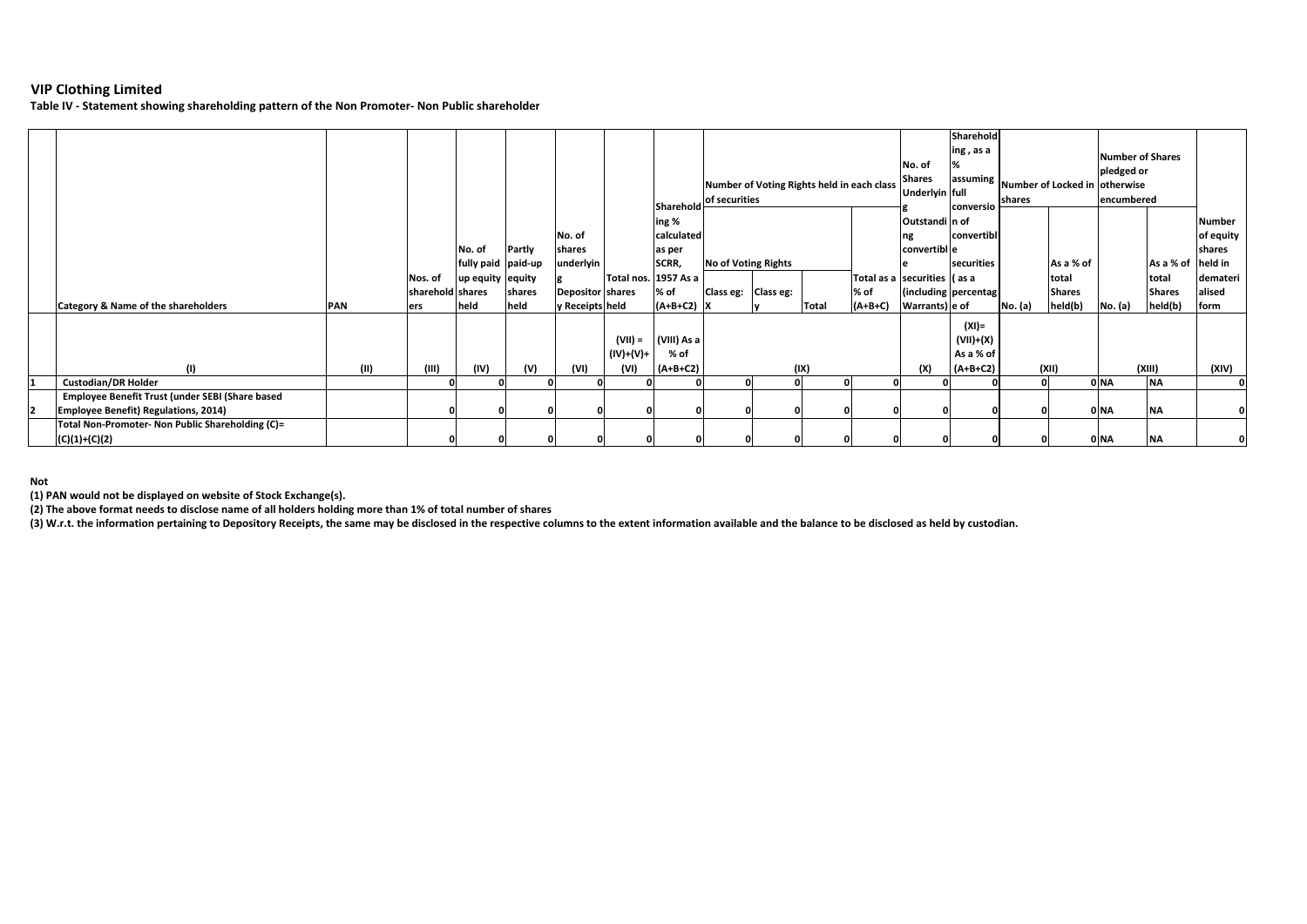**VIP Clothing Limited**

**Table IV - Statement showing shareholding pattern of the Non Promoter- Non Public shareholder**

| | Category & Name of the shareholders | PAN | Nos. of shareholders | No. of fully paid up equity shares held | Partly paid-up equity shares held | No. of shares underlying Depository Receipts | Total nos. shares held | Shareholding % calculated as per SCRR, 1957 As a % of (A+B+C2) | Number of Voting Rights held in each class of securities | | | | No. of Shares Underlying Outstanding convertible securities (including Warrants) | Shareholding , as a % assuming full conversion of convertible securities ( as a percentage of | Number of Locked in shares | | Number of Shares pledged or otherwise encumbered | | Number of equity shares held in dematerialised form |
|---|---|---|---|---|---|---|---|---|---|---|---|---|---|---|---|---|---|---|---|
| | | | | | | | | | No of Voting Rights | | | Total as a % of (A+B+C) | | | No. (a) | As a % of total Shares held(b) | No. (a) | As a % of total Shares held(b) | |
| | | | | | | | | | Class eg: X | Class eg: y | Total | | | | | | | | |
| | (I) | (II) | (III) | (IV) | (V) | (VI) | (VII) = (IV)+(V)+ (VI) | (VIII) As a % of (A+B+C2) | (IX) | | | | (X) | (XI)= (VII)+(X) As a % of (A+B+C2) | (XII) | | (XIII) | | (XIV) |
| 1 | **Custodian/DR Holder** | | 0 | 0 | 0 | 0 | 0 | 0 | 0 | 0 | 0 | 0 | 0 | 0 | 0 | 0 | NA | NA | 0 |
| 2 | **Employee Benefit Trust (under SEBI (Share based Employee Benefit) Regulations, 2014)** | | 0 | 0 | 0 | 0 | 0 | 0 | 0 | 0 | 0 | 0 | 0 | 0 | 0 | 0 | NA | NA | 0 |
| | **Total Non-Promoter- Non Public Shareholding (C)= (C)(1)+(C)(2)** | | 0 | 0 | 0 | 0 | 0 | 0 | 0 | 0 | 0 | 0 | 0 | 0 | 0 | 0 | NA | NA | 0 |

**Not**

**(1) PAN would not be displayed on website of Stock Exchange(s).**

**(2) The above format needs to disclose name of all holders holding more than 1% of total number of shares**

**(3) W.r.t. the information pertaining to Depository Receipts, the same may be disclosed in the respective columns to the extent information available and the balance to be disclosed as held by custodian.**